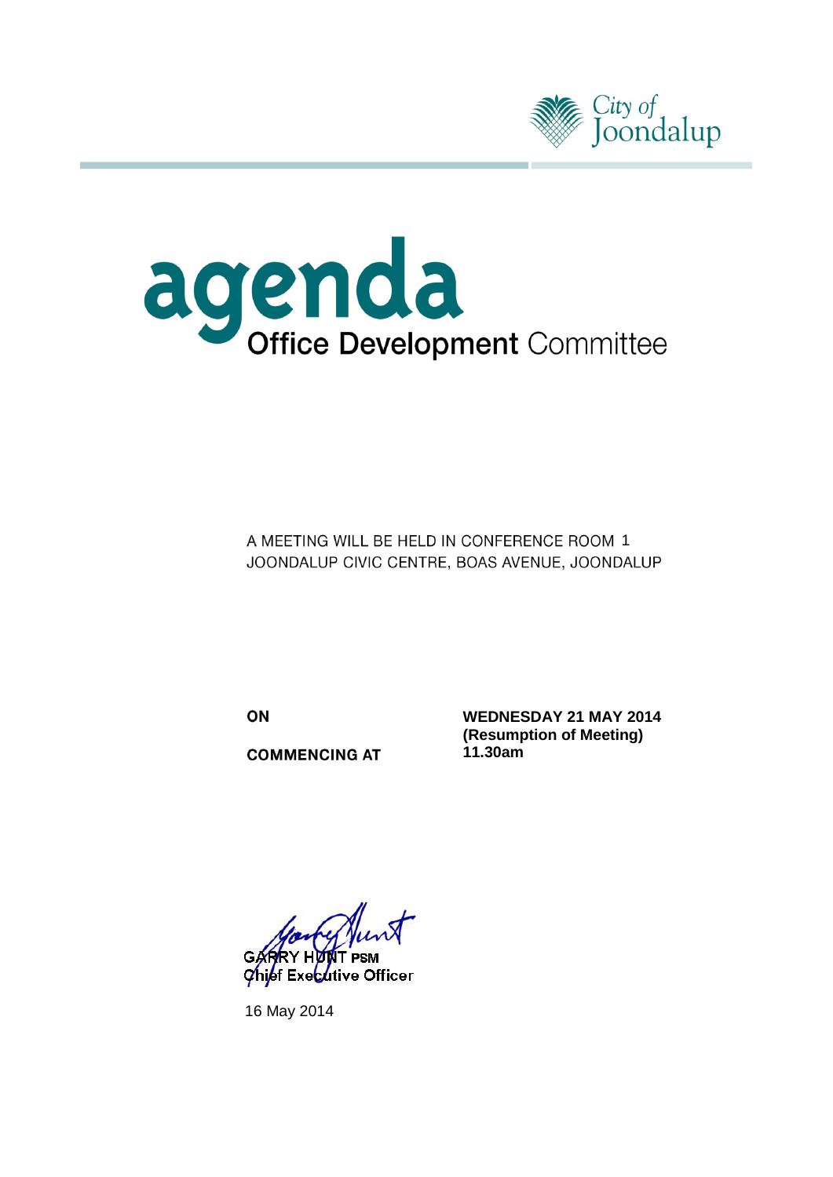City of Joondalup

# agenda

## Office Development Committee

A MEETING WILL BE HELD IN CONFERENCE ROOM 1
JOONDALUP CIVIC CENTRE, BOAS AVENUE, JOONDALUP

| | |
|---|---|
| **ON** | **WEDNESDAY 21 MAY 2014** **(Resumption of Meeting)** |
| **COMMENCING AT** | **11.30am** |

GARRY HUNT PSM
Chief Executive Officer

16 May 2014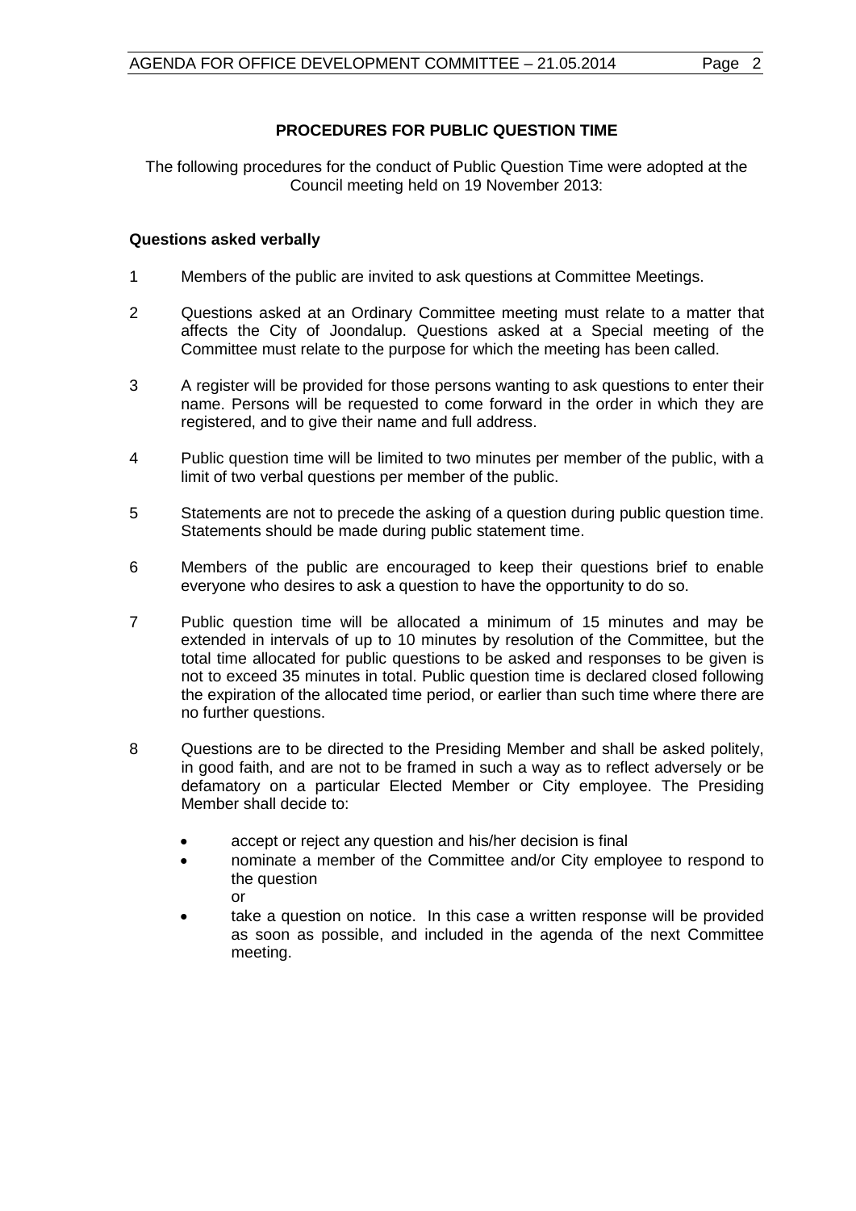## PROCEDURES FOR PUBLIC QUESTION TIME

The following procedures for the conduct of Public Question Time were adopted at the Council meeting held on 19 November 2013:

### Questions asked verbally

1. Members of the public are invited to ask questions at Committee Meetings.

2. Questions asked at an Ordinary Committee meeting must relate to a matter that affects the City of Joondalup. Questions asked at a Special meeting of the Committee must relate to the purpose for which the meeting has been called.

3. A register will be provided for those persons wanting to ask questions to enter their name. Persons will be requested to come forward in the order in which they are registered, and to give their name and full address.

4. Public question time will be limited to two minutes per member of the public, with a limit of two verbal questions per member of the public.

5. Statements are not to precede the asking of a question during public question time. Statements should be made during public statement time.

6. Members of the public are encouraged to keep their questions brief to enable everyone who desires to ask a question to have the opportunity to do so.

7. Public question time will be allocated a minimum of 15 minutes and may be extended in intervals of up to 10 minutes by resolution of the Committee, but the total time allocated for public questions to be asked and responses to be given is not to exceed 35 minutes in total. Public question time is declared closed following the expiration of the allocated time period, or earlier than such time where there are no further questions.

8. Questions are to be directed to the Presiding Member and shall be asked politely, in good faith, and are not to be framed in such a way as to reflect adversely or be defamatory on a particular Elected Member or City employee. The Presiding Member shall decide to:

   - accept or reject any question and his/her decision is final
   - nominate a member of the Committee and/or City employee to respond to the question
     
     or
   - take a question on notice. In this case a written response will be provided as soon as possible, and included in the agenda of the next Committee meeting.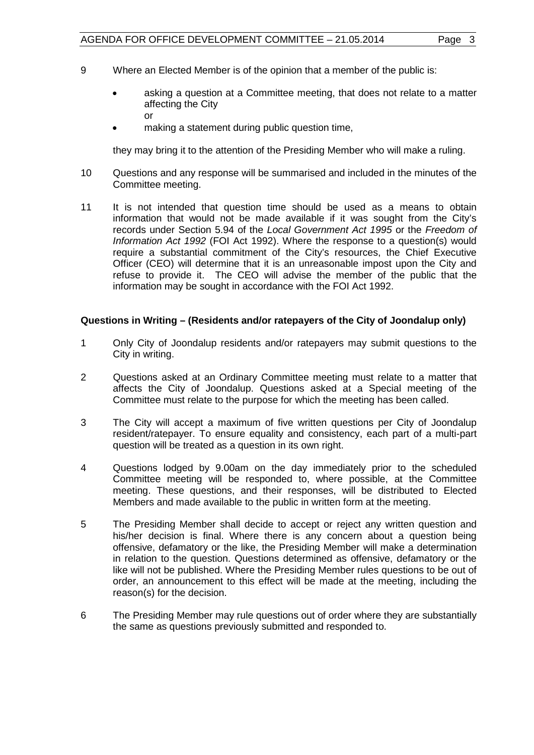9 Where an Elected Member is of the opinion that a member of the public is:

- asking a question at a Committee meeting, that does not relate to a matter affecting the City
  or
- making a statement during public question time,

they may bring it to the attention of the Presiding Member who will make a ruling.

10 Questions and any response will be summarised and included in the minutes of the Committee meeting.

11 It is not intended that question time should be used as a means to obtain information that would not be made available if it was sought from the City's records under Section 5.94 of the *Local Government Act 1995* or the *Freedom of Information Act 1992* (FOI Act 1992). Where the response to a question(s) would require a substantial commitment of the City's resources, the Chief Executive Officer (CEO) will determine that it is an unreasonable impost upon the City and refuse to provide it. The CEO will advise the member of the public that the information may be sought in accordance with the FOI Act 1992.

**Questions in Writing – (Residents and/or ratepayers of the City of Joondalup only)**

1 Only City of Joondalup residents and/or ratepayers may submit questions to the City in writing.

2 Questions asked at an Ordinary Committee meeting must relate to a matter that affects the City of Joondalup. Questions asked at a Special meeting of the Committee must relate to the purpose for which the meeting has been called.

3 The City will accept a maximum of five written questions per City of Joondalup resident/ratepayer. To ensure equality and consistency, each part of a multi-part question will be treated as a question in its own right.

4 Questions lodged by 9.00am on the day immediately prior to the scheduled Committee meeting will be responded to, where possible, at the Committee meeting. These questions, and their responses, will be distributed to Elected Members and made available to the public in written form at the meeting.

5 The Presiding Member shall decide to accept or reject any written question and his/her decision is final. Where there is any concern about a question being offensive, defamatory or the like, the Presiding Member will make a determination in relation to the question. Questions determined as offensive, defamatory or the like will not be published. Where the Presiding Member rules questions to be out of order, an announcement to this effect will be made at the meeting, including the reason(s) for the decision.

6 The Presiding Member may rule questions out of order where they are substantially the same as questions previously submitted and responded to.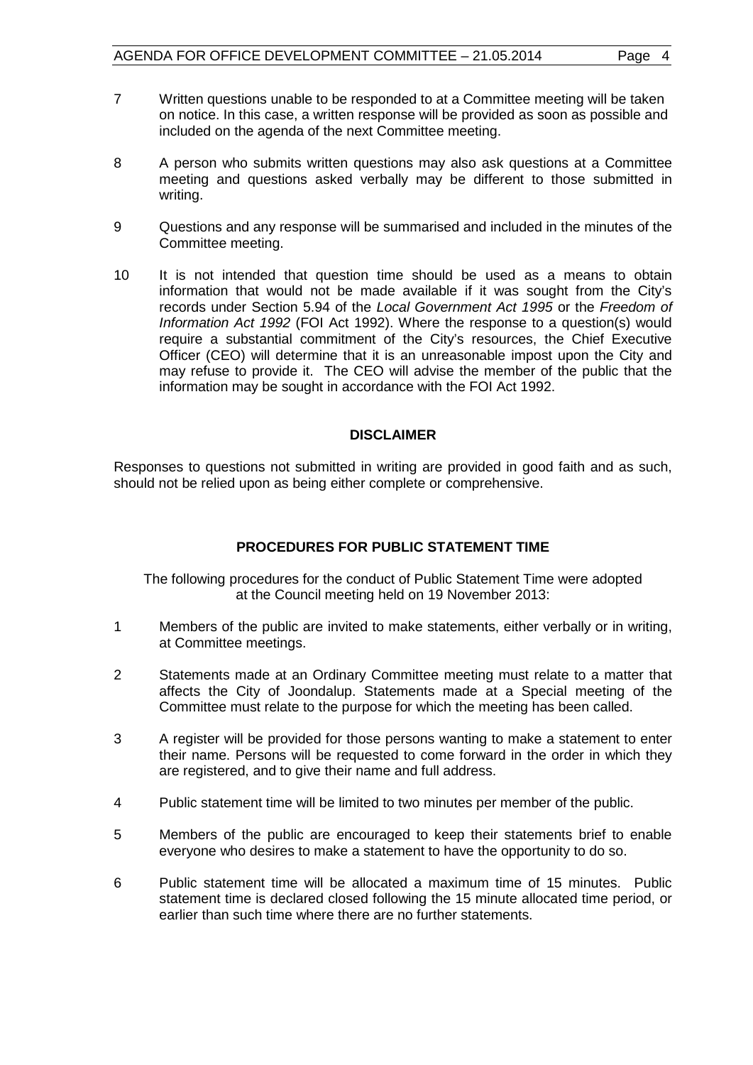7 Written questions unable to be responded to at a Committee meeting will be taken on notice. In this case, a written response will be provided as soon as possible and included on the agenda of the next Committee meeting.

8 A person who submits written questions may also ask questions at a Committee meeting and questions asked verbally may be different to those submitted in writing.

9 Questions and any response will be summarised and included in the minutes of the Committee meeting.

10 It is not intended that question time should be used as a means to obtain information that would not be made available if it was sought from the City's records under Section 5.94 of the *Local Government Act 1995* or the *Freedom of Information Act 1992* (FOI Act 1992). Where the response to a question(s) would require a substantial commitment of the City's resources, the Chief Executive Officer (CEO) will determine that it is an unreasonable impost upon the City and may refuse to provide it. The CEO will advise the member of the public that the information may be sought in accordance with the FOI Act 1992.

**DISCLAIMER**

Responses to questions not submitted in writing are provided in good faith and as such, should not be relied upon as being either complete or comprehensive.

## PROCEDURES FOR PUBLIC STATEMENT TIME

The following procedures for the conduct of Public Statement Time were adopted at the Council meeting held on 19 November 2013:

1 Members of the public are invited to make statements, either verbally or in writing, at Committee meetings.

2 Statements made at an Ordinary Committee meeting must relate to a matter that affects the City of Joondalup. Statements made at a Special meeting of the Committee must relate to the purpose for which the meeting has been called.

3 A register will be provided for those persons wanting to make a statement to enter their name. Persons will be requested to come forward in the order in which they are registered, and to give their name and full address.

4 Public statement time will be limited to two minutes per member of the public.

5 Members of the public are encouraged to keep their statements brief to enable everyone who desires to make a statement to have the opportunity to do so.

6 Public statement time will be allocated a maximum time of 15 minutes. Public statement time is declared closed following the 15 minute allocated time period, or earlier than such time where there are no further statements.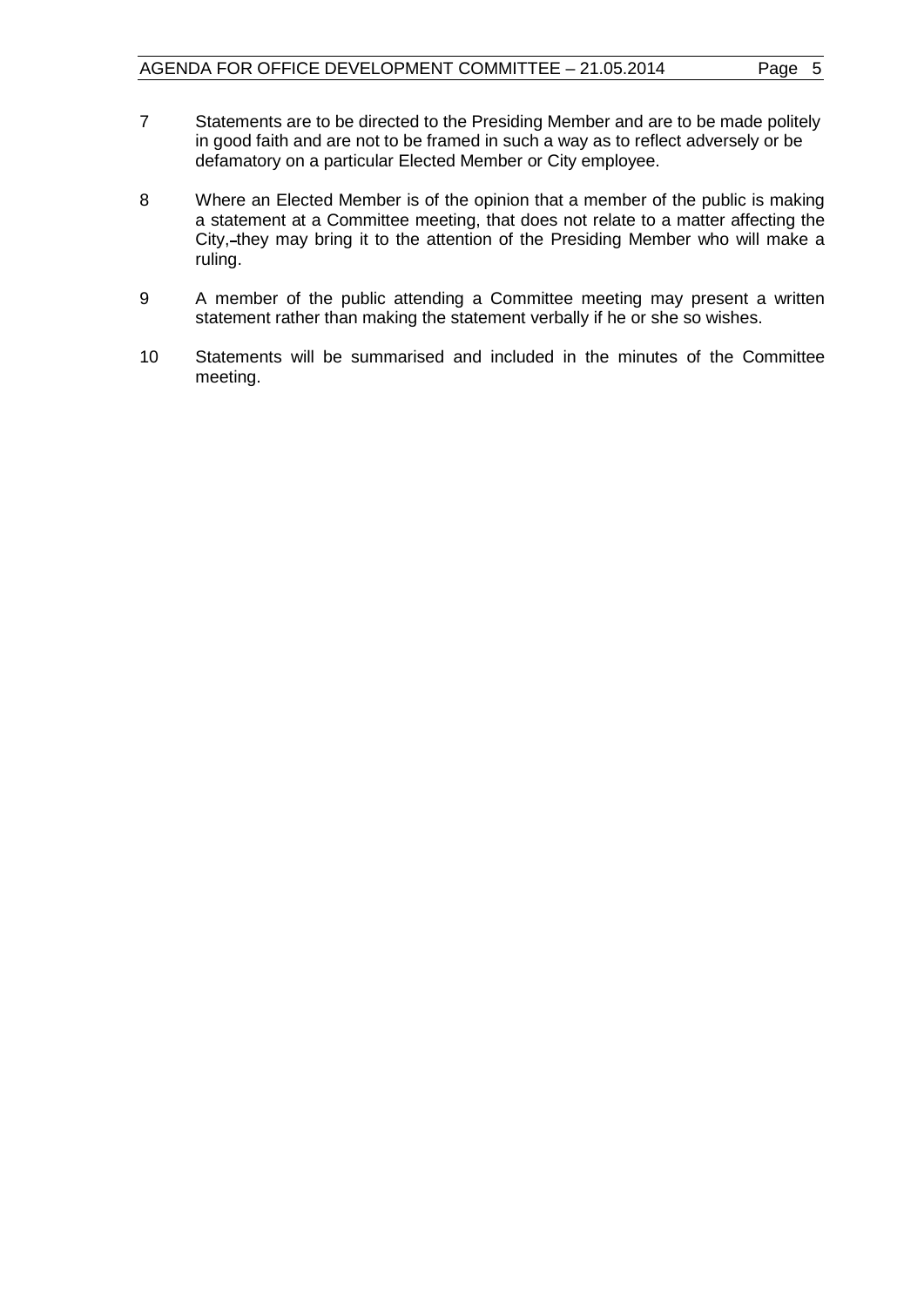7 Statements are to be directed to the Presiding Member and are to be made politely in good faith and are not to be framed in such a way as to reflect adversely or be defamatory on a particular Elected Member or City employee.

8 Where an Elected Member is of the opinion that a member of the public is making a statement at a Committee meeting, that does not relate to a matter affecting the City, they may bring it to the attention of the Presiding Member who will make a ruling.

9 A member of the public attending a Committee meeting may present a written statement rather than making the statement verbally if he or she so wishes.

10 Statements will be summarised and included in the minutes of the Committee meeting.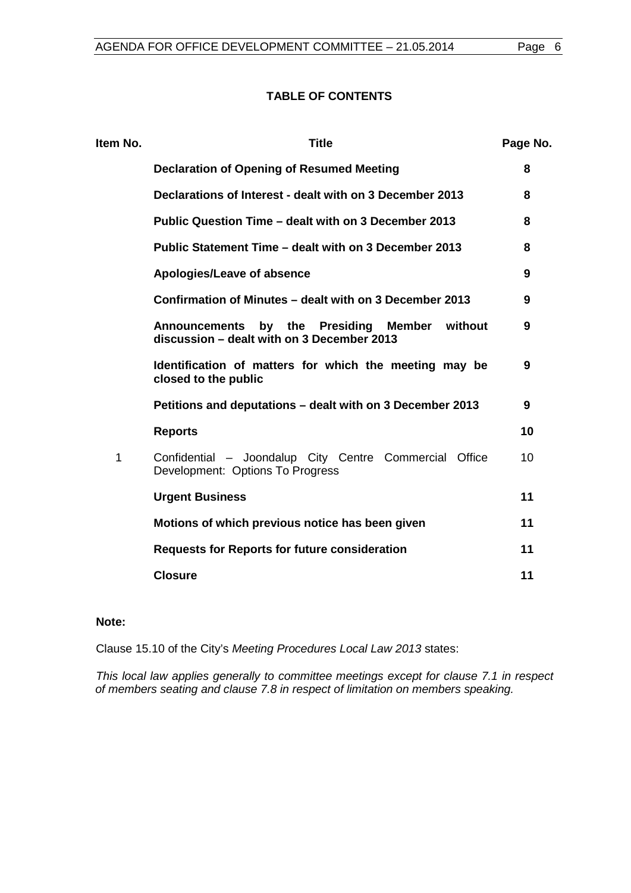**TABLE OF CONTENTS**

| Item No. | Title | Page No. |
|---|---|---|
| | **Declaration of Opening of Resumed Meeting** | **8** |
| | **Declarations of Interest - dealt with on 3 December 2013** | **8** |
| | **Public Question Time – dealt with on 3 December 2013** | **8** |
| | **Public Statement Time – dealt with on 3 December 2013** | **8** |
| | **Apologies/Leave of absence** | **9** |
| | **Confirmation of Minutes – dealt with on 3 December 2013** | **9** |
| | **Announcements by the Presiding Member without discussion – dealt with on 3 December 2013** | **9** |
| | **Identification of matters for which the meeting may be closed to the public** | **9** |
| | **Petitions and deputations – dealt with on 3 December 2013** | **9** |
| | **Reports** | **10** |
| 1 | Confidential – Joondalup City Centre Commercial Office Development: Options To Progress | 10 |
| | **Urgent Business** | **11** |
| | **Motions of which previous notice has been given** | **11** |
| | **Requests for Reports for future consideration** | **11** |
| | **Closure** | **11** |

**Note:**

Clause 15.10 of the City's *Meeting Procedures Local Law 2013* states:

*This local law applies generally to committee meetings except for clause 7.1 in respect of members seating and clause 7.8 in respect of limitation on members speaking.*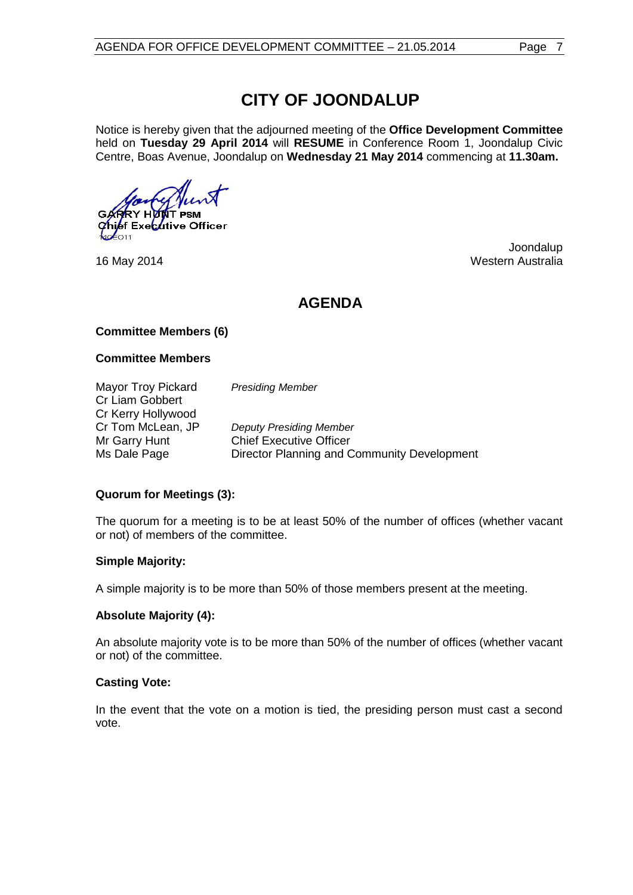# CITY OF JOONDALUP

Notice is hereby given that the adjourned meeting of the **Office Development Committee** held on **Tuesday 29 April 2014** will **RESUME** in Conference Room 1, Joondalup Civic Centre, Boas Avenue, Joondalup on **Wednesday 21 May 2014** commencing at **11.30am.**

GARRY HUNT PSM
Chief Executive Officer

16 May 2014

Joondalup
Western Australia

## AGENDA

**Committee Members (6)**

**Committee Members**

| | |
|---|---|
| Mayor Troy Pickard | *Presiding Member* |
| Cr Liam Gobbert | |
| Cr Kerry Hollywood | |
| Cr Tom McLean, JP | *Deputy Presiding Member* |
| Mr Garry Hunt | Chief Executive Officer |
| Ms Dale Page | Director Planning and Community Development |

**Quorum for Meetings (3):**

The quorum for a meeting is to be at least 50% of the number of offices (whether vacant or not) of members of the committee.

**Simple Majority:**

A simple majority is to be more than 50% of those members present at the meeting.

**Absolute Majority (4):**

An absolute majority vote is to be more than 50% of the number of offices (whether vacant or not) of the committee.

**Casting Vote:**

In the event that the vote on a motion is tied, the presiding person must cast a second vote.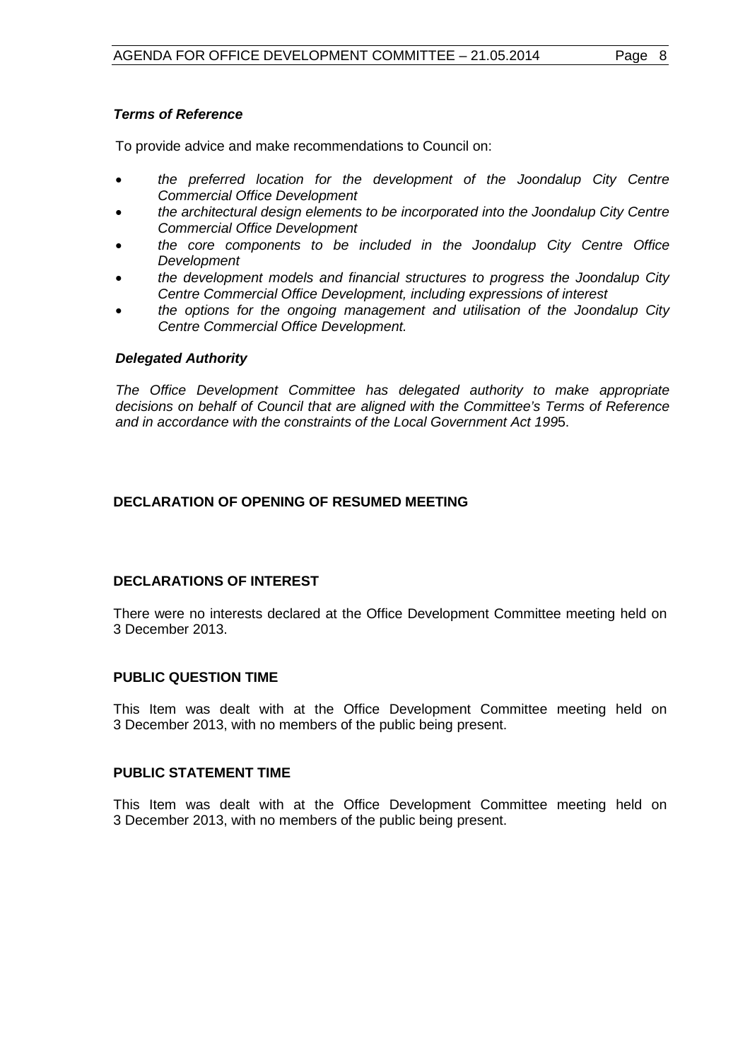***Terms of Reference***

To provide advice and make recommendations to Council on:

- *the preferred location for the development of the Joondalup City Centre Commercial Office Development*
- *the architectural design elements to be incorporated into the Joondalup City Centre Commercial Office Development*
- *the core components to be included in the Joondalup City Centre Office Development*
- *the development models and financial structures to progress the Joondalup City Centre Commercial Office Development, including expressions of interest*
- *the options for the ongoing management and utilisation of the Joondalup City Centre Commercial Office Development.*

***Delegated Authority***

*The Office Development Committee has delegated authority to make appropriate decisions on behalf of Council that are aligned with the Committee's Terms of Reference and in accordance with the constraints of the Local Government Act 199*5.

**DECLARATION OF OPENING OF RESUMED MEETING**

**DECLARATIONS OF INTEREST**

There were no interests declared at the Office Development Committee meeting held on 3 December 2013.

**PUBLIC QUESTION TIME**

This Item was dealt with at the Office Development Committee meeting held on 3 December 2013, with no members of the public being present.

**PUBLIC STATEMENT TIME**

This Item was dealt with at the Office Development Committee meeting held on 3 December 2013, with no members of the public being present.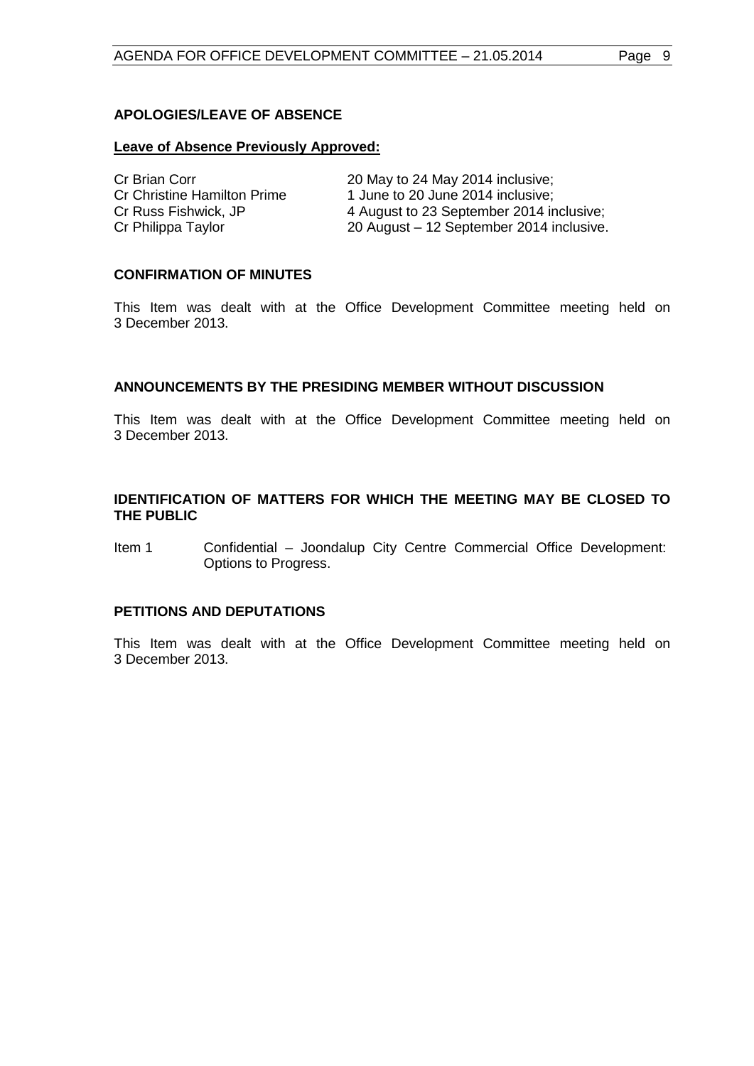## APOLOGIES/LEAVE OF ABSENCE

**Leave of Absence Previously Approved:**

| | |
|---|---|
| Cr Brian Corr | 20 May to 24 May 2014 inclusive; |
| Cr Christine Hamilton Prime | 1 June to 20 June 2014 inclusive; |
| Cr Russ Fishwick, JP | 4 August to 23 September 2014 inclusive; |
| Cr Philippa Taylor | 20 August – 12 September 2014 inclusive. |

## CONFIRMATION OF MINUTES

This Item was dealt with at the Office Development Committee meeting held on 3 December 2013.

## ANNOUNCEMENTS BY THE PRESIDING MEMBER WITHOUT DISCUSSION

This Item was dealt with at the Office Development Committee meeting held on 3 December 2013.

## IDENTIFICATION OF MATTERS FOR WHICH THE MEETING MAY BE CLOSED TO THE PUBLIC

Item 1 Confidential – Joondalup City Centre Commercial Office Development: Options to Progress.

## PETITIONS AND DEPUTATIONS

This Item was dealt with at the Office Development Committee meeting held on 3 December 2013.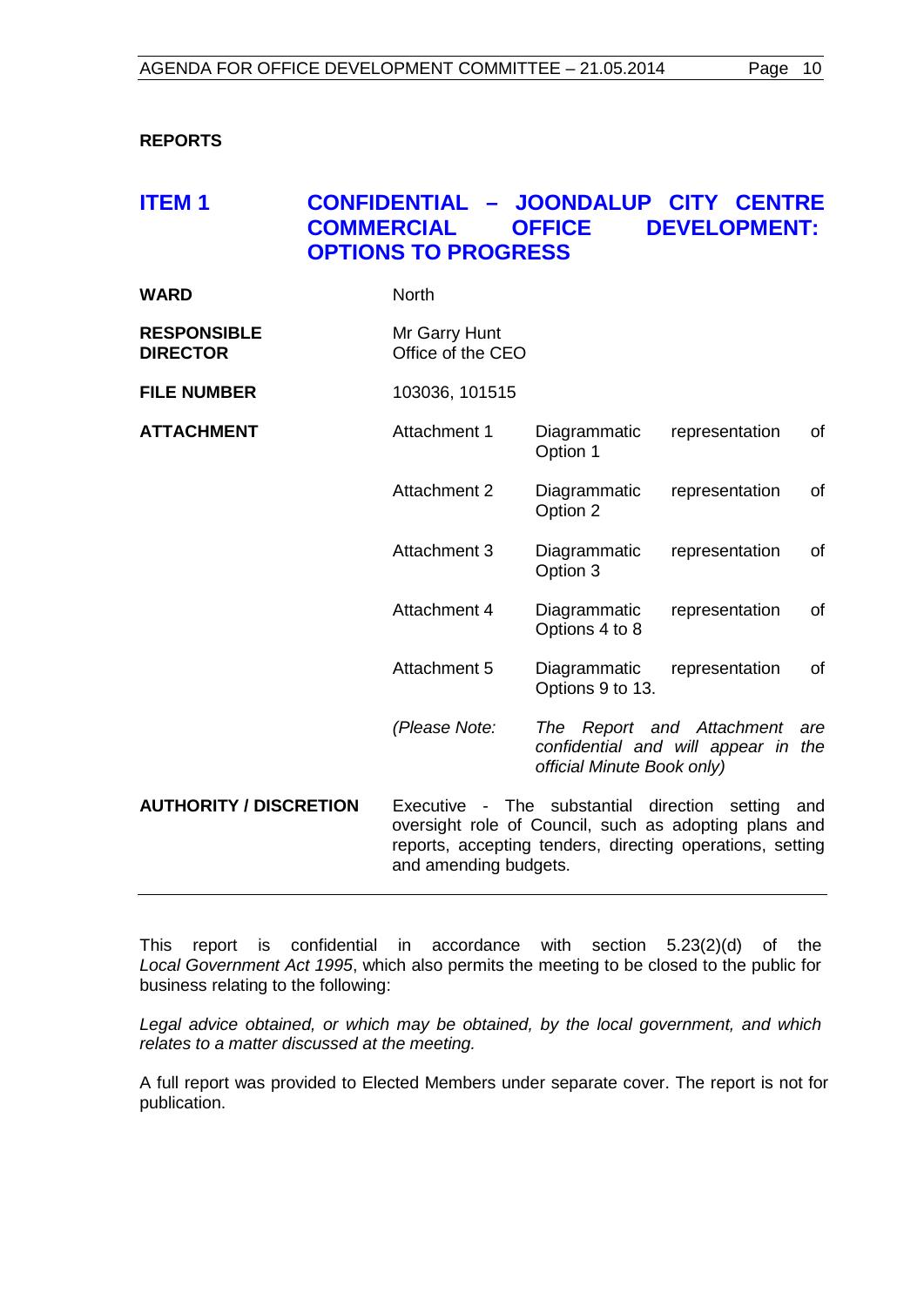**REPORTS**

## ITEM 1 CONFIDENTIAL – JOONDALUP CITY CENTRE COMMERCIAL OFFICE DEVELOPMENT: OPTIONS TO PROGRESS

| | | |
|---|---|---|
| **WARD** | North | |
| **RESPONSIBLE DIRECTOR** | Mr Garry Hunt<br>Office of the CEO | |
| **FILE NUMBER** | 103036, 101515 | |
| **ATTACHMENT** | Attachment 1 | Diagrammatic representation of Option 1 |
| | Attachment 2 | Diagrammatic representation of Option 2 |
| | Attachment 3 | Diagrammatic representation of Option 3 |
| | Attachment 4 | Diagrammatic representation of Options 4 to 8 |
| | Attachment 5 | Diagrammatic representation of Options 9 to 13. |
| | *(Please Note:* | *The Report and Attachment are confidential and will appear in the official Minute Book only)* |
| **AUTHORITY / DISCRETION** | Executive - The substantial direction setting and oversight role of Council, such as adopting plans and reports, accepting tenders, directing operations, setting and amending budgets. | |

This report is confidential in accordance with section 5.23(2)(d) of the *Local Government Act 1995*, which also permits the meeting to be closed to the public for business relating to the following:

*Legal advice obtained, or which may be obtained, by the local government, and which relates to a matter discussed at the meeting.*

A full report was provided to Elected Members under separate cover. The report is not for publication.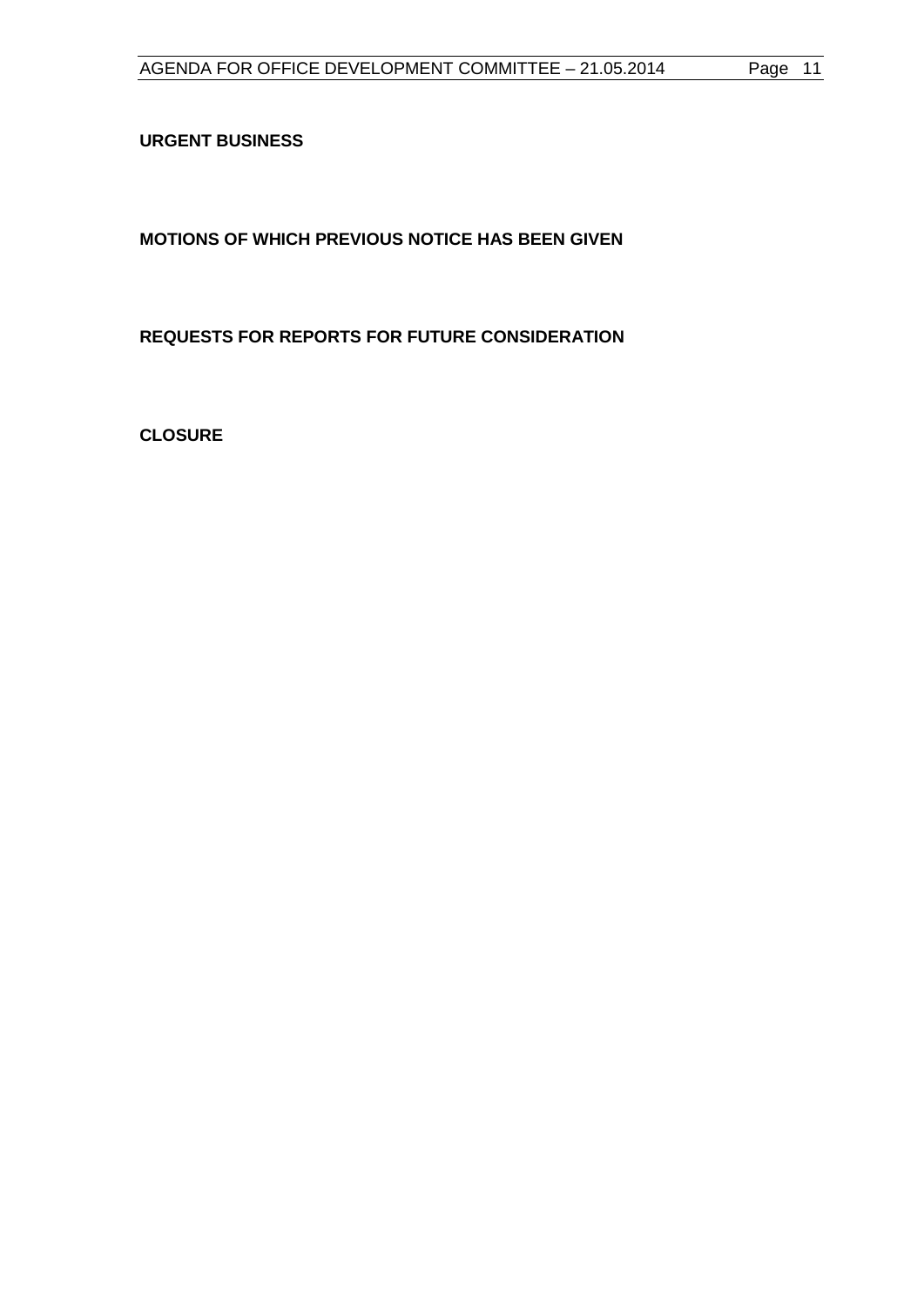**URGENT BUSINESS**

**MOTIONS OF WHICH PREVIOUS NOTICE HAS BEEN GIVEN**

**REQUESTS FOR REPORTS FOR FUTURE CONSIDERATION**

**CLOSURE**